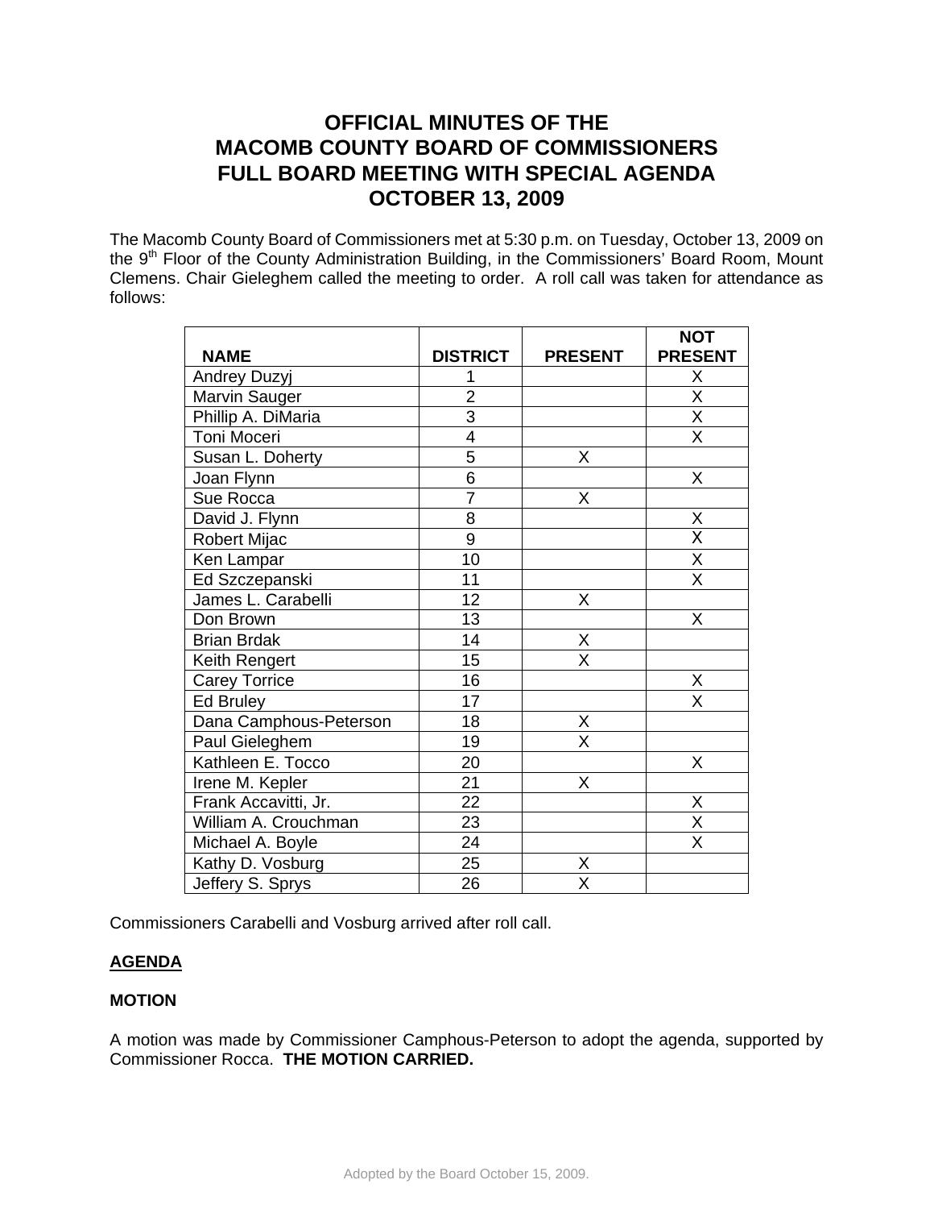# OFFICIAL MINUTES OF THE MACOMB COUNTY BOARD OF COMMISSIONERS FULL BOARD MEETING WITH SPECIAL AGENDA OCTOBER 13, 2009

The Macomb County Board of Commissioners met at 5:30 p.m. on Tuesday, October 13, 2009 on the 9th Floor of the County Administration Building, in the Commissioners' Board Room, Mount Clemens. Chair Gieleghem called the meeting to order. A roll call was taken for attendance as follows:

| NAME | DISTRICT | PRESENT | NOT PRESENT |
|---|---|---|---|
| Andrey Duzyj | 1 | | X |
| Marvin Sauger | 2 | | X |
| Phillip A. DiMaria | 3 | | X |
| Toni Moceri | 4 | | X |
| Susan L. Doherty | 5 | X | |
| Joan Flynn | 6 | | X |
| Sue Rocca | 7 | X | |
| David J. Flynn | 8 | | X |
| Robert Mijac | 9 | | X |
| Ken Lampar | 10 | | X |
| Ed Szczepanski | 11 | | X |
| James L. Carabelli | 12 | X | |
| Don Brown | 13 | | X |
| Brian Brdak | 14 | X | |
| Keith Rengert | 15 | X | |
| Carey Torrice | 16 | | X |
| Ed Bruley | 17 | | X |
| Dana Camphous-Peterson | 18 | X | |
| Paul Gieleghem | 19 | X | |
| Kathleen E. Tocco | 20 | | X |
| Irene M. Kepler | 21 | X | |
| Frank Accavitti, Jr. | 22 | | X |
| William A. Crouchman | 23 | | X |
| Michael A. Boyle | 24 | | X |
| Kathy D. Vosburg | 25 | X | |
| Jeffery S. Sprys | 26 | X | |

Commissioners Carabelli and Vosburg arrived after roll call.

**AGENDA**

**MOTION**

A motion was made by Commissioner Camphous-Peterson to adopt the agenda, supported by Commissioner Rocca. **THE MOTION CARRIED.**

Adopted by the Board October 15, 2009.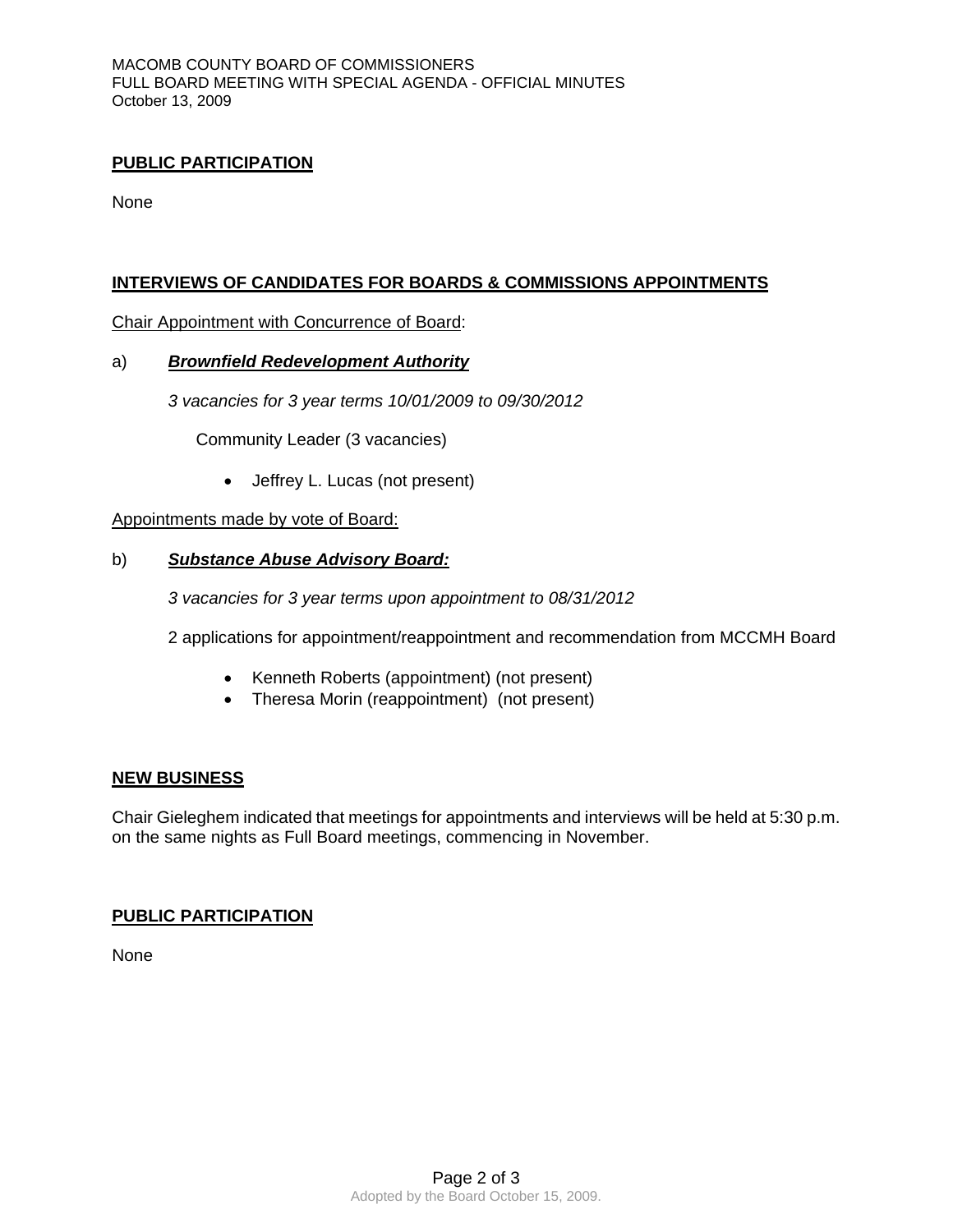## PUBLIC PARTICIPATION

None

## INTERVIEWS OF CANDIDATES FOR BOARDS & COMMISSIONS APPOINTMENTS

Chair Appointment with Concurrence of Board:

a) ***Brownfield Redevelopment Authority***

*3 vacancies for 3 year terms 10/01/2009 to 09/30/2012*

Community Leader (3 vacancies)

- Jeffrey L. Lucas (not present)

Appointments made by vote of Board:

b) ***Substance Abuse Advisory Board:***

*3 vacancies for 3 year terms upon appointment to 08/31/2012*

2 applications for appointment/reappointment and recommendation from MCCMH Board

- Kenneth Roberts (appointment) (not present)
- Theresa Morin (reappointment) (not present)

## NEW BUSINESS

Chair Gieleghem indicated that meetings for appointments and interviews will be held at 5:30 p.m. on the same nights as Full Board meetings, commencing in November.

## PUBLIC PARTICIPATION

None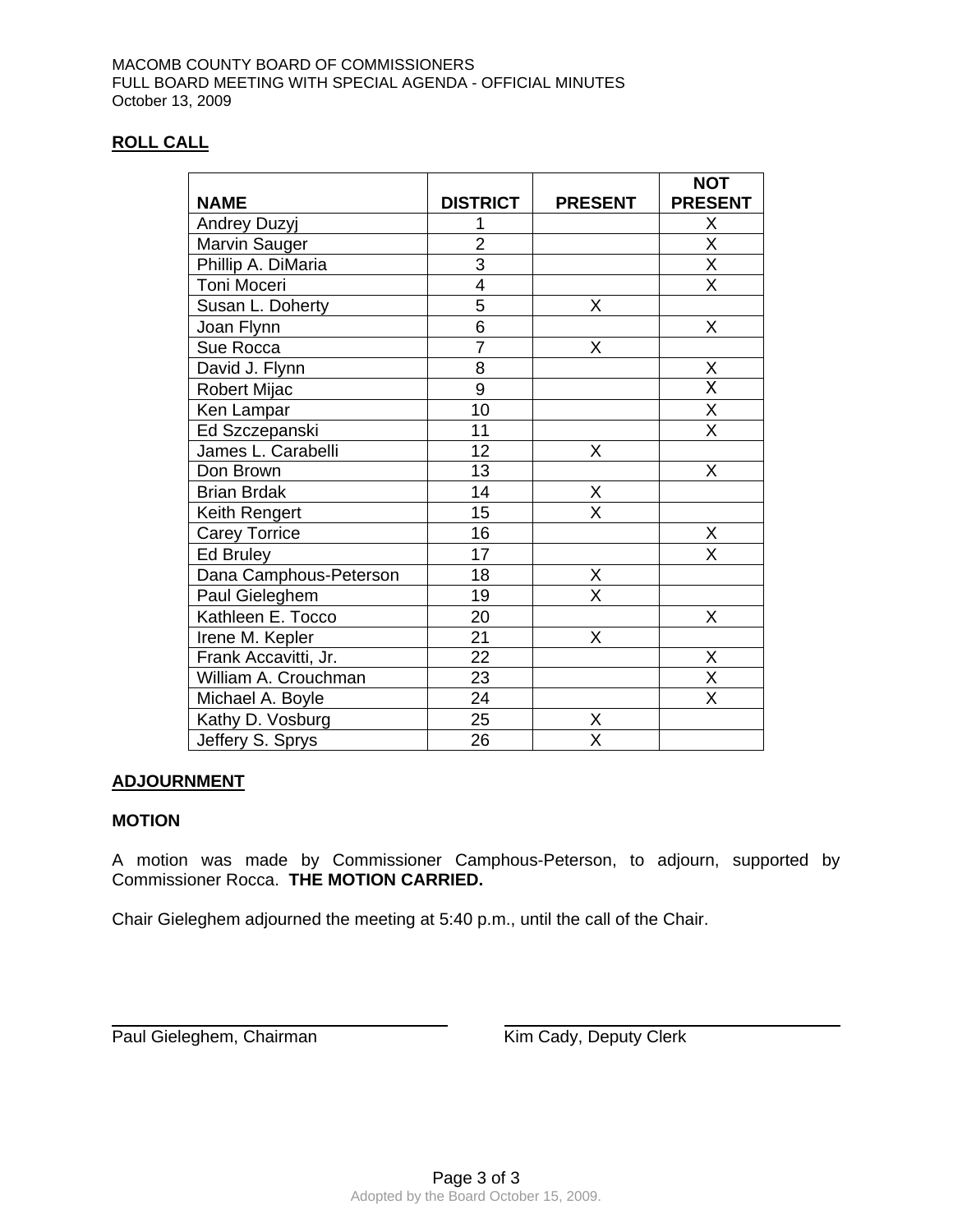MACOMB COUNTY BOARD OF COMMISSIONERS
FULL BOARD MEETING WITH SPECIAL AGENDA - OFFICIAL MINUTES
October 13, 2009

## ROLL CALL

| NAME | DISTRICT | PRESENT | NOT PRESENT |
|---|---|---|---|
| Andrey Duzyj | 1 | | X |
| Marvin Sauger | 2 | | X |
| Phillip A. DiMaria | 3 | | X |
| Toni Moceri | 4 | | X |
| Susan L. Doherty | 5 | X | |
| Joan Flynn | 6 | | X |
| Sue Rocca | 7 | X | |
| David J. Flynn | 8 | | X |
| Robert Mijac | 9 | | X |
| Ken Lampar | 10 | | X |
| Ed Szczepanski | 11 | | X |
| James L. Carabelli | 12 | X | |
| Don Brown | 13 | | X |
| Brian Brdak | 14 | X | |
| Keith Rengert | 15 | X | |
| Carey Torrice | 16 | | X |
| Ed Bruley | 17 | | X |
| Dana Camphous-Peterson | 18 | X | |
| Paul Gieleghem | 19 | X | |
| Kathleen E. Tocco | 20 | | X |
| Irene M. Kepler | 21 | X | |
| Frank Accavitti, Jr. | 22 | | X |
| William A. Crouchman | 23 | | X |
| Michael A. Boyle | 24 | | X |
| Kathy D. Vosburg | 25 | X | |
| Jeffery S. Sprys | 26 | X | |

## ADJOURNMENT

### MOTION

A motion was made by Commissioner Camphous-Peterson, to adjourn, supported by Commissioner Rocca. **THE MOTION CARRIED.**

Chair Gieleghem adjourned the meeting at 5:40 p.m., until the call of the Chair.

Paul Gieleghem, Chairman

Kim Cady, Deputy Clerk

Adopted by the Board October 15, 2009.